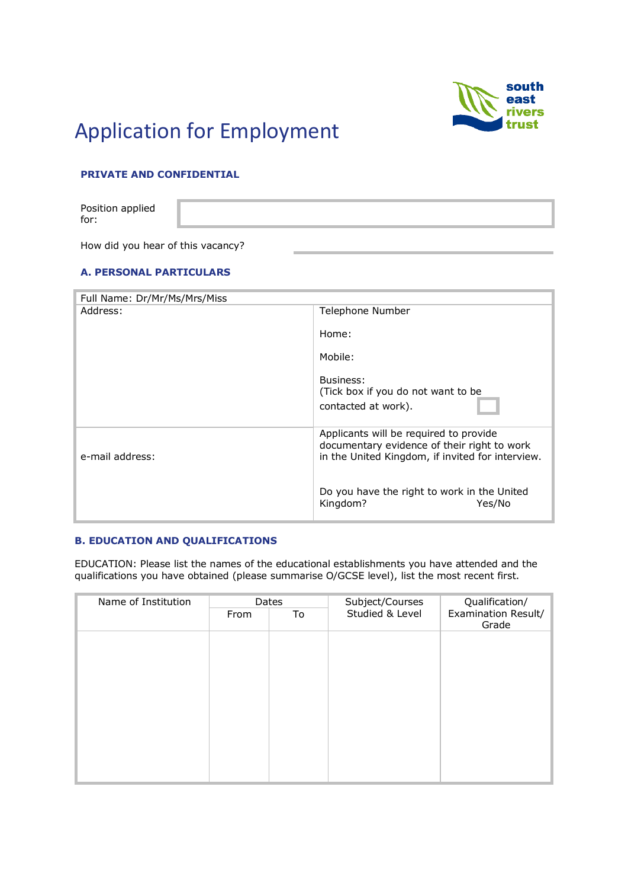# Application for Employment

**PRIVATE AND CONFIDENTIAL**

| Position applied for: | |
|---|---|

How did you hear of this vacancy? ______________________

## A. PERSONAL PARTICULARS

| Full Name: Dr/Mr/Ms/Mrs/Miss | |
|---|---|
| Address: | Telephone Number<br><br>Home:<br><br>Mobile:<br><br>Business:<br>(Tick box if you do not want to be contacted at work). ☐ |
| e-mail address: | Applicants will be required to provide documentary evidence of their right to work in the United Kingdom, if invited for interview.<br><br>Do you have the right to work in the United Kingdom? Yes/No |

## B. EDUCATION AND QUALIFICATIONS

EDUCATION: Please list the names of the educational establishments you have attended and the qualifications you have obtained (please summarise O/GCSE level), list the most recent first.

| Name of Institution | Dates | | Subject/Courses Studied & Level | Qualification/ Examination Result/ Grade |
|---|---|---|---|---|
| | From | To | | |
| | | | | |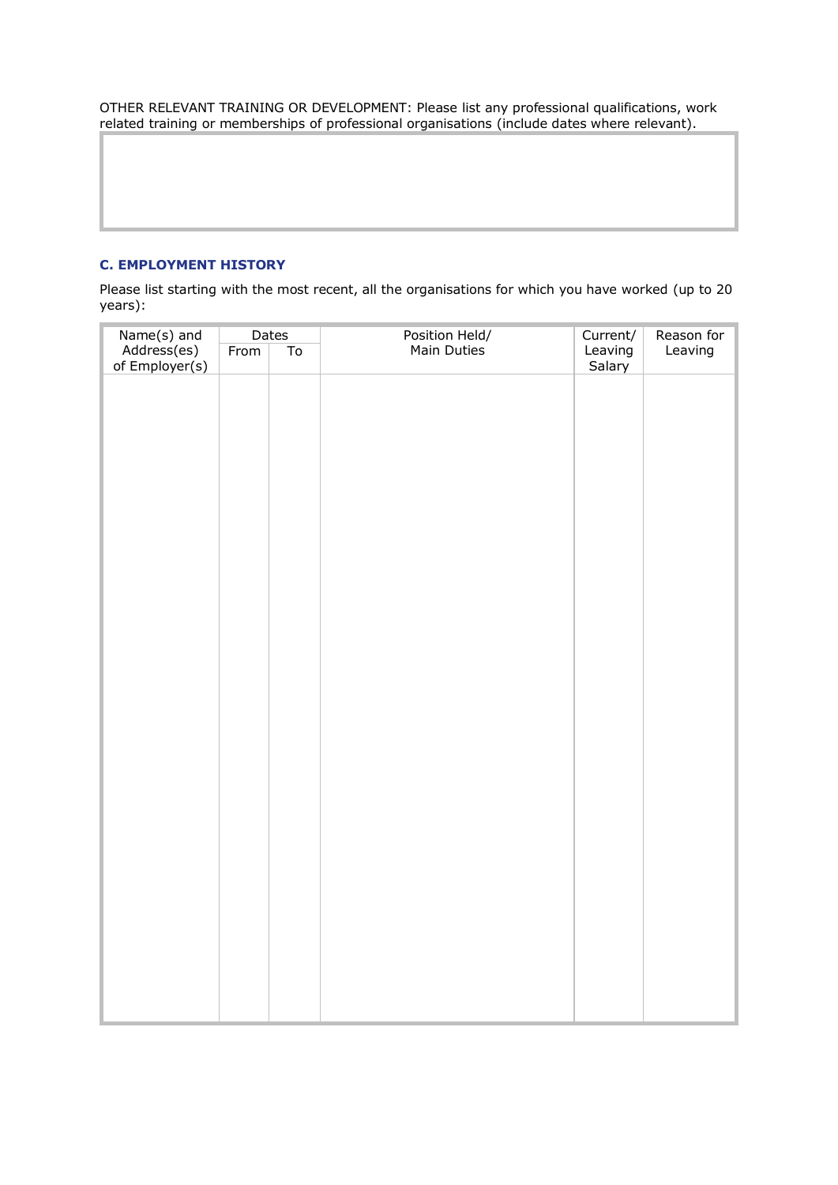OTHER RELEVANT TRAINING OR DEVELOPMENT: Please list any professional qualifications, work related training or memberships of professional organisations (include dates where relevant).

| |
|---|
| |

### C. EMPLOYMENT HISTORY

Please list starting with the most recent, all the organisations for which you have worked (up to 20 years):

| Name(s) and Address(es) of Employer(s) | Dates | | Position Held/ Main Duties | Current/ Leaving Salary | Reason for Leaving |
|---|---|---|---|---|---|
| | From | To | | | |
| | | | | | |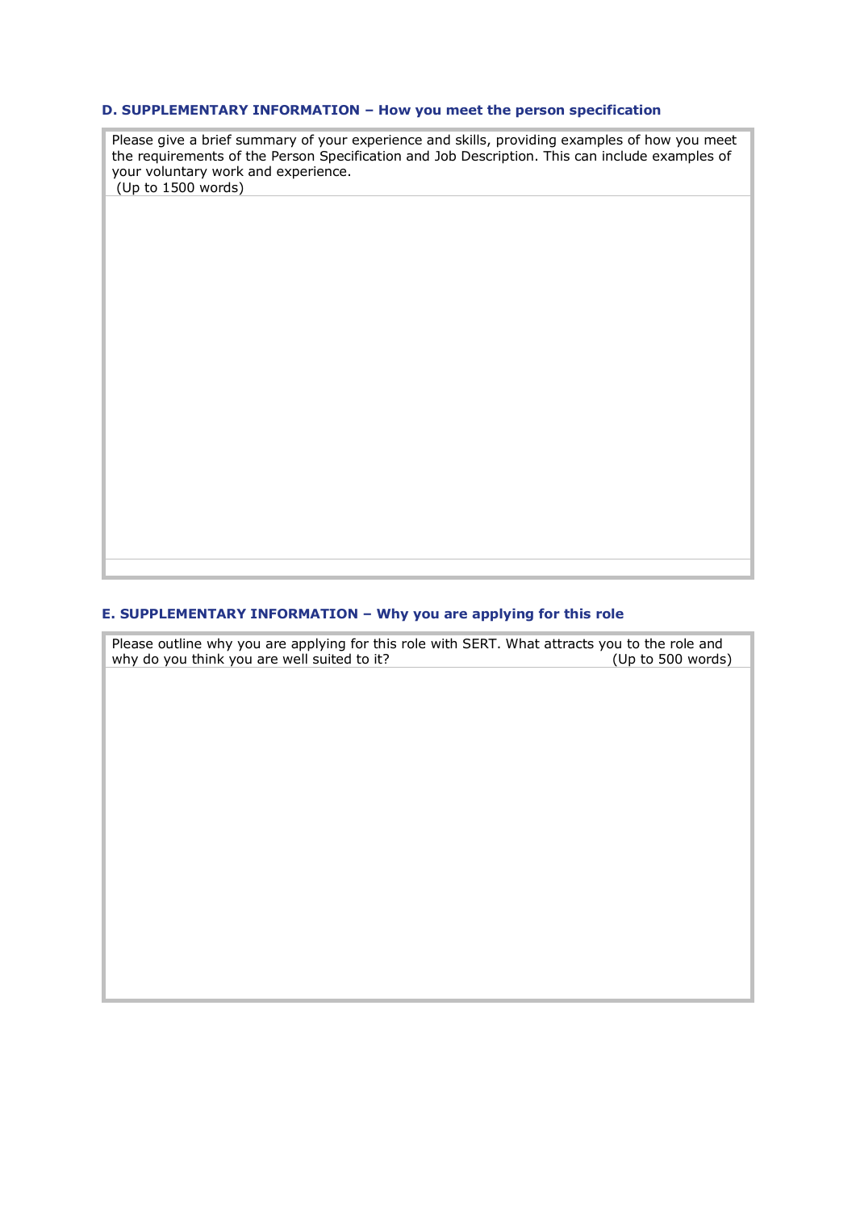### D. SUPPLEMENTARY INFORMATION – How you meet the person specification

| Please give a brief summary of your experience and skills, providing examples of how you meet the requirements of the Person Specification and Job Description. This can include examples of your voluntary work and experience. (Up to 1500 words) |
| --- |
| |
| |

### E. SUPPLEMENTARY INFORMATION – Why you are applying for this role

| Please outline why you are applying for this role with SERT. What attracts you to the role and why do you think you are well suited to it? (Up to 500 words) |
| --- |
| |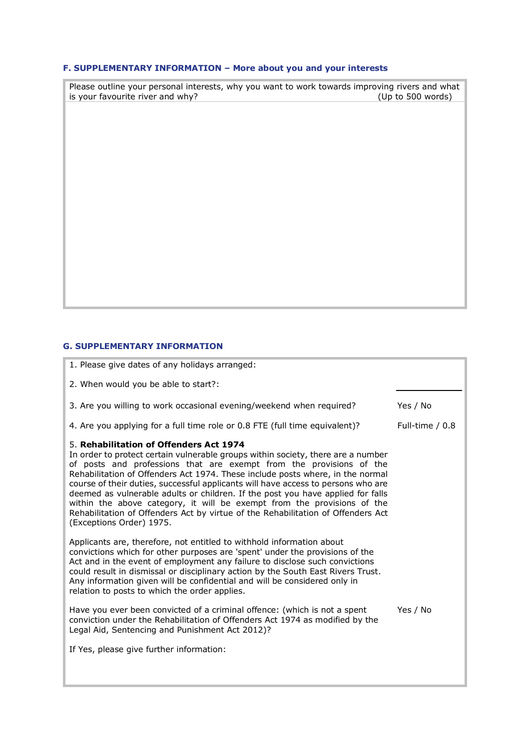### F. SUPPLEMENTARY INFORMATION – More about you and your interests

| Please outline your personal interests, why you want to work towards improving rivers and what is your favourite river and why? (Up to 500 words) |
|---|
| |

### G. SUPPLEMENTARY INFORMATION

| | |
|---|---|
| 1. Please give dates of any holidays arranged: | |
| 2. When would you be able to start?: | |
| 3. Are you willing to work occasional evening/weekend when required? | Yes / No |
| 4. Are you applying for a full time role or 0.8 FTE (full time equivalent)? | Full-time / 0.8 |

5. **Rehabilitation of Offenders Act 1974**

In order to protect certain vulnerable groups within society, there are a number of posts and professions that are exempt from the provisions of the Rehabilitation of Offenders Act 1974. These include posts where, in the normal course of their duties, successful applicants will have access to persons who are deemed as vulnerable adults or children. If the post you have applied for falls within the above category, it will be exempt from the provisions of the Rehabilitation of Offenders Act by virtue of the Rehabilitation of Offenders Act (Exceptions Order) 1975.

Applicants are, therefore, not entitled to withhold information about convictions which for other purposes are 'spent' under the provisions of the Act and in the event of employment any failure to disclose such convictions could result in dismissal or disciplinary action by the South East Rivers Trust. Any information given will be confidential and will be considered only in relation to posts to which the order applies.

| | |
|---|---|
| Have you ever been convicted of a criminal offence: (which is not a spent conviction under the Rehabilitation of Offenders Act 1974 as modified by the Legal Aid, Sentencing and Punishment Act 2012)? | Yes / No |

If Yes, please give further information: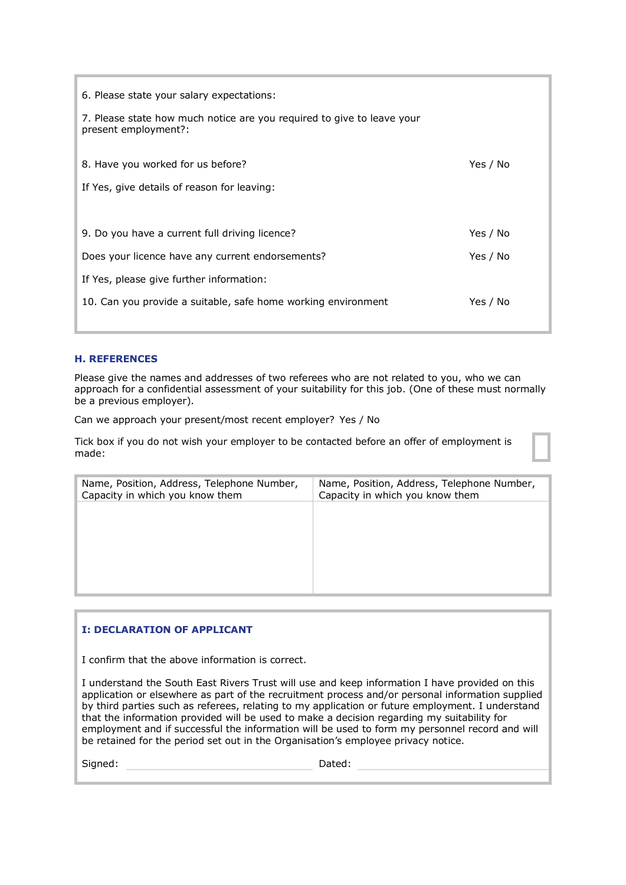6. Please state your salary expectations:

7. Please state how much notice are you required to give to leave your present employment?:

8. Have you worked for us before? Yes / No

If Yes, give details of reason for leaving:

9. Do you have a current full driving licence? Yes / No

Does your licence have any current endorsements? Yes / No

If Yes, please give further information:

10. Can you provide a suitable, safe home working environment Yes / No

## H. REFERENCES

Please give the names and addresses of two referees who are not related to you, who we can approach for a confidential assessment of your suitability for this job. (One of these must normally be a previous employer).

Can we approach your present/most recent employer? Yes / No

Tick box if you do not wish your employer to be contacted before an offer of employment is made: ☐

| Name, Position, Address, Telephone Number, Capacity in which you know them | Name, Position, Address, Telephone Number, Capacity in which you know them |
|---|---|
| | |

## I: DECLARATION OF APPLICANT

I confirm that the above information is correct.

I understand the South East Rivers Trust will use and keep information I have provided on this application or elsewhere as part of the recruitment process and/or personal information supplied by third parties such as referees, relating to my application or future employment. I understand that the information provided will be used to make a decision regarding my suitability for employment and if successful the information will be used to form my personnel record and will be retained for the period set out in the Organisation's employee privacy notice.

Signed: ____________________ Dated: ____________________